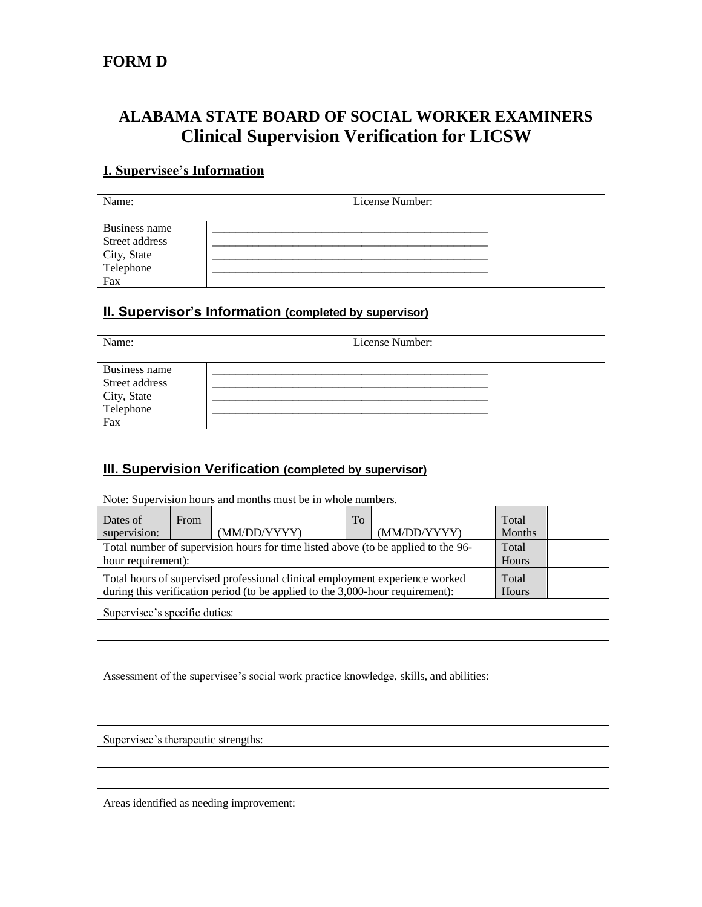**FORM D**

# ALABAMA STATE BOARD OF SOCIAL WORKER EXAMINERS
## Clinical Supervision Verification for LICSW

### I. Supervisee's Information

| Name: | | License Number: |
|---|---|---|
| Business name<br>Street address<br>City, State<br>Telephone<br>Fax | \_\_\_\_\_\_\_\_\_\_\_\_\_\_\_\_\_\_\_\_\_\_\_\_\_\_\_\_\_\_\_\_\_\_\_\_\_\_\_\_\_\_\_\_\_\_\_\_<br>\_\_\_\_\_\_\_\_\_\_\_\_\_\_\_\_\_\_\_\_\_\_\_\_\_\_\_\_\_\_\_\_\_\_\_\_\_\_\_\_\_\_\_\_\_\_\_\_<br>\_\_\_\_\_\_\_\_\_\_\_\_\_\_\_\_\_\_\_\_\_\_\_\_\_\_\_\_\_\_\_\_\_\_\_\_\_\_\_\_\_\_\_\_\_\_\_\_<br>\_\_\_\_\_\_\_\_\_\_\_\_\_\_\_\_\_\_\_\_\_\_\_\_\_\_\_\_\_\_\_\_\_\_\_\_\_\_\_\_\_\_\_\_\_\_\_\_ | |

### II. Supervisor's Information (completed by supervisor)

| Name: | | License Number: |
|---|---|---|
| Business name<br>Street address<br>City, State<br>Telephone<br>Fax | \_\_\_\_\_\_\_\_\_\_\_\_\_\_\_\_\_\_\_\_\_\_\_\_\_\_\_\_\_\_\_\_\_\_\_\_\_\_\_\_\_\_\_\_\_\_\_\_<br>\_\_\_\_\_\_\_\_\_\_\_\_\_\_\_\_\_\_\_\_\_\_\_\_\_\_\_\_\_\_\_\_\_\_\_\_\_\_\_\_\_\_\_\_\_\_\_\_<br>\_\_\_\_\_\_\_\_\_\_\_\_\_\_\_\_\_\_\_\_\_\_\_\_\_\_\_\_\_\_\_\_\_\_\_\_\_\_\_\_\_\_\_\_\_\_\_\_<br>\_\_\_\_\_\_\_\_\_\_\_\_\_\_\_\_\_\_\_\_\_\_\_\_\_\_\_\_\_\_\_\_\_\_\_\_\_\_\_\_\_\_\_\_\_\_\_\_ | |

### III. Supervision Verification (completed by supervisor)

Note: Supervision hours and months must be in whole numbers.

| Dates of supervision: | From | (MM/DD/YYYY) | To | (MM/DD/YYYY) | Total Months | |
|---|---|---|---|---|---|---|
| Total number of supervision hours for time listed above (to be applied to the 96-hour requirement): | | | | | Total Hours | |
| Total hours of supervised professional clinical employment experience worked during this verification period (to be applied to the 3,000-hour requirement): | | | | | Total Hours | |
| Supervisee's specific duties: | | | | | | |
| | | | | | | |
| | | | | | | |
| Assessment of the supervisee's social work practice knowledge, skills, and abilities: | | | | | | |
| | | | | | | |
| | | | | | | |
| Supervisee's therapeutic strengths: | | | | | | |
| | | | | | | |
| | | | | | | |
| Areas identified as needing improvement: | | | | | | |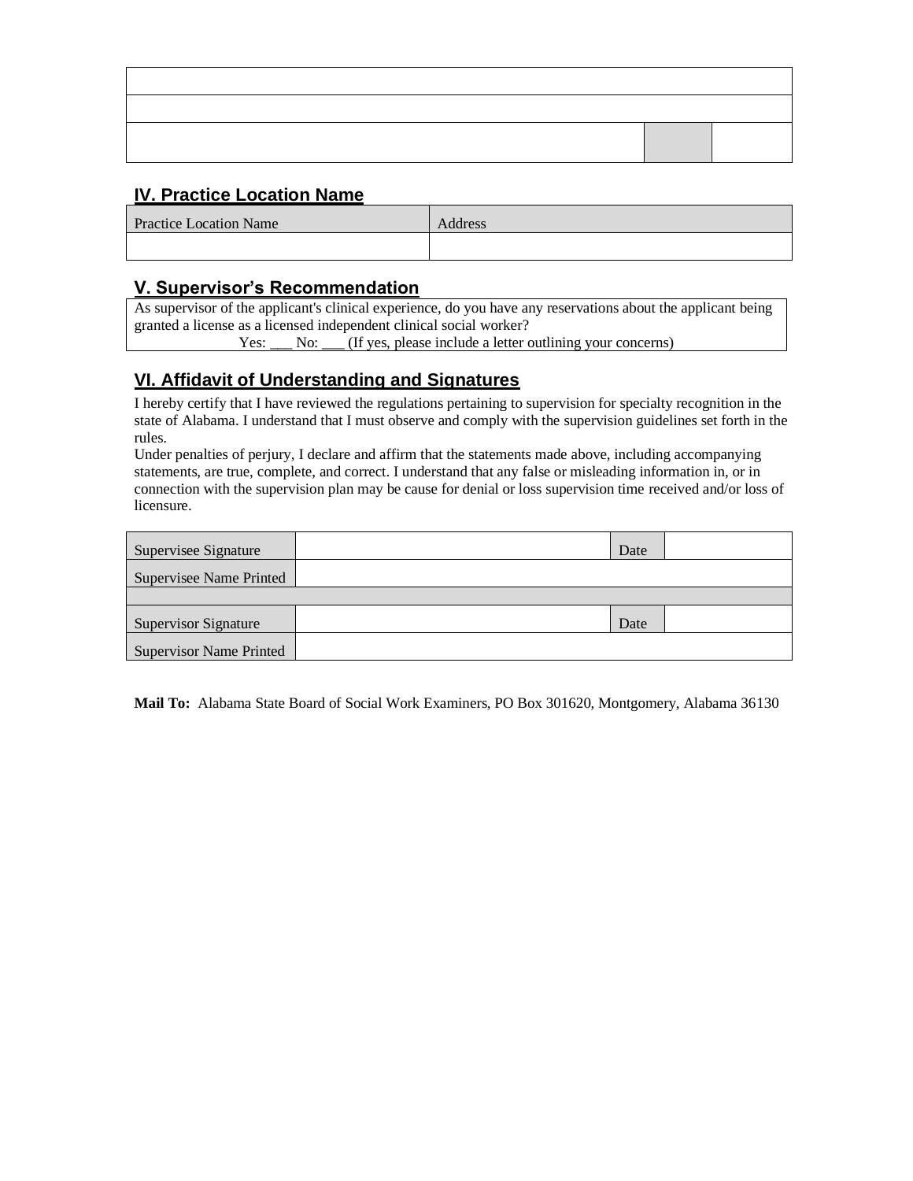| | | |
|---|---|---|
| | | |
| | | |
| | | |

## IV. Practice Location Name

| Practice Location Name | Address |
|---|---|
| | |

## V. Supervisor's Recommendation

As supervisor of the applicant's clinical experience, do you have any reservations about the applicant being granted a license as a licensed independent clinical social worker?

Yes: ___ No: ___ (If yes, please include a letter outlining your concerns)

## VI. Affidavit of Understanding and Signatures

I hereby certify that I have reviewed the regulations pertaining to supervision for specialty recognition in the state of Alabama. I understand that I must observe and comply with the supervision guidelines set forth in the rules.

Under penalties of perjury, I declare and affirm that the statements made above, including accompanying statements, are true, complete, and correct. I understand that any false or misleading information in, or in connection with the supervision plan may be cause for denial or loss supervision time received and/or loss of licensure.

| | | | |
|---|---|---|---|
| Supervisee Signature | | Date | |
| Supervisee Name Printed | | | |
| | | | |
| Supervisor Signature | | Date | |
| Supervisor Name Printed | | | |

**Mail To:** Alabama State Board of Social Work Examiners, PO Box 301620, Montgomery, Alabama 36130